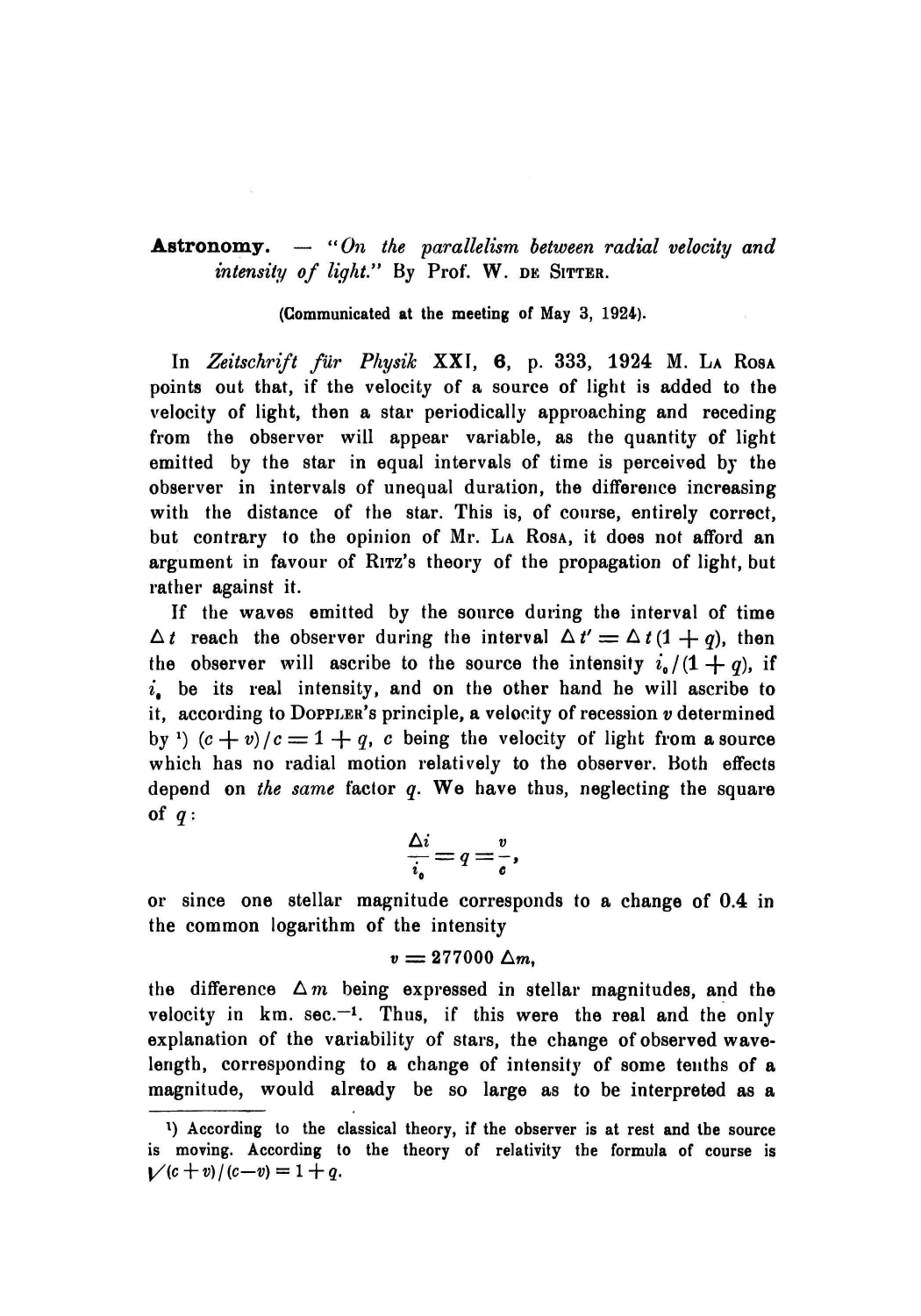**Astronomy.** — *"On the parallelism between radial velocity and intensity of light."* By Prof. W. DE SITTER.

(Communicated at the meeting of May 3, 1924).

In *Zeitschrift für Physik* XXI, **6**, p. 333, 1924 M. LA ROSA points out that, if the velocity of a source of light is added to the velocity of light, then a star periodically approaching and receding from the observer will appear variable, as the quantity of light emitted by the star in equal intervals of time is perceived by the observer in intervals of unequal duration, the difference increasing with the distance of the star. This is, of course, entirely correct, but contrary to the opinion of Mr. LA ROSA, it does not afford an argument in favour of RITZ's theory of the propagation of light, but rather against it.

If the waves emitted by the source during the interval of time $\Delta t$ reach the observer during the interval $\Delta t' = \Delta t (1 + q)$, then the observer will ascribe to the source the intensity $i_0 / (1 + q)$, if $i_0$ be its real intensity, and on the other hand he will ascribe to it, according to DOPPLER's principle, a velocity of recession $v$ determined by [1] $(c + v) / c = 1 + q$, $c$ being the velocity of light from a source which has no radial motion relatively to the observer. Both effects depend on *the same* factor $q$. We have thus, neglecting the square of $q$:

$$\frac{\Delta i}{i_0} = q = \frac{v}{c},$$

or since one stellar magnitude corresponds to a change of 0.4 in the common logarithm of the intensity

$$v = 277000 \, \Delta m,$$

the difference $\Delta m$ being expressed in stellar magnitudes, and the velocity in km. sec.$^{-1}$. Thus, if this were the real and the only explanation of the variability of stars, the change of observed wavelength, corresponding to a change of intensity of some tenths of a magnitude, would already be so large as to be interpreted as a

---

[1] According to the classical theory, if the observer is at rest and the source is moving. According to the theory of relativity the formula of course is $\sqrt{(c + v) / (c - v)} = 1 + q$.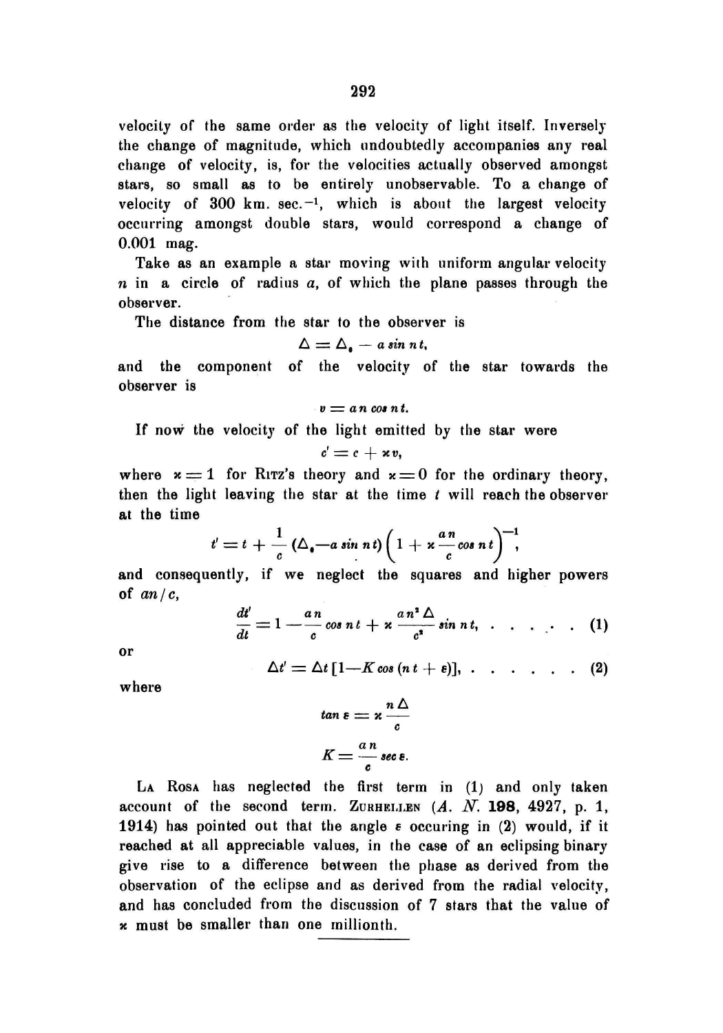velocity of the same order as the velocity of light itself. Inversely the change of magnitude, which undoubtedly accompanies any real change of velocity, is, for the velocities actually observed amongst stars, so small as to be entirely unobservable. To a change of velocity of 300 km. sec.$^{-1}$, which is about the largest velocity occurring amongst double stars, would correspond a change of 0.001 mag.

Take as an example a star moving with uniform angular velocity $n$ in a circle of radius $a$, of which the plane passes through the observer.

The distance from the star to the observer is

$$\Delta = \Delta_0 - a \sin nt,$$

and the component of the velocity of the star towards the observer is

$$v = an \cos nt.$$

If now the velocity of the light emitted by the star were

$$c' = c + \varkappa v,$$

where $\varkappa = 1$ for RITZ's theory and $\varkappa = 0$ for the ordinary theory, then the light leaving the star at the time $t$ will reach the observer at the time

$$t' = t + \frac{1}{c}(\Delta_0 - a \sin nt)\left(1 + \varkappa \frac{an}{c} \cos nt\right)^{-1},$$

and consequently, if we neglect the squares and higher powers of $an/c$,

$$\frac{dt'}{dt} = 1 - \frac{an}{c} \cos nt + \varkappa \frac{an^2 \Delta}{c^2} \sin nt, \quad \ldots \ldots \quad (1)$$

or

$$\Delta t' = \Delta t \left[1 - K \cos (nt + \varepsilon)\right], \quad \ldots \ldots \quad (2)$$

where

$$\tan \varepsilon = \varkappa \frac{n \Delta}{c}$$

$$K = \frac{an}{c} \sec \varepsilon.$$

LA ROSA has neglected the first term in (1) and only taken account of the second term. ZURHELLEN (*A. N.* **198**, 4927, p. 1, 1914) has pointed out that the angle $\varepsilon$ occuring in (2) would, if it reached at all appreciable values, in the case of an eclipsing binary give rise to a difference between the phase as derived from the observation of the eclipse and as derived from the radial velocity, and has concluded from the discussion of 7 stars that the value of $\varkappa$ must be smaller than one millionth.